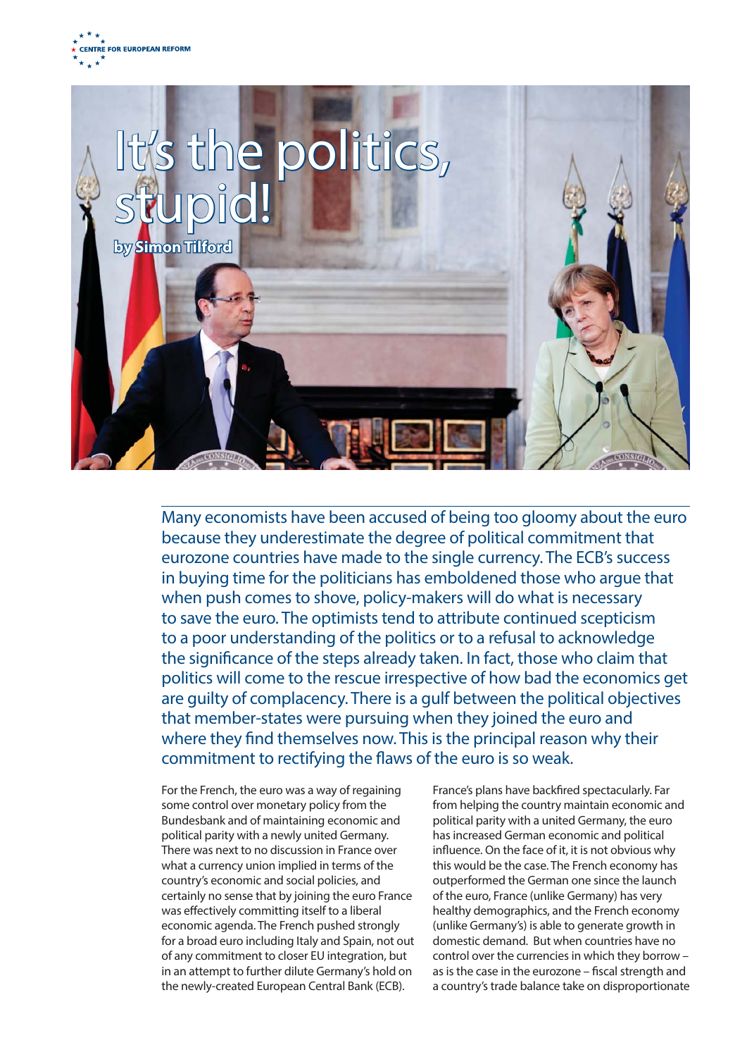CENTRE FOR EUROPEAN REFORM

# It's the politics, stupid!

**by Simon Tilford**

Many economists have been accused of being too gloomy about the euro because they underestimate the degree of political commitment that eurozone countries have made to the single currency. The ECB's success in buying time for the politicians has emboldened those who argue that when push comes to shove, policy-makers will do what is necessary to save the euro. The optimists tend to attribute continued scepticism to a poor understanding of the politics or to a refusal to acknowledge the significance of the steps already taken. In fact, those who claim that politics will come to the rescue irrespective of how bad the economics get are guilty of complacency. There is a gulf between the political objectives that member-states were pursuing when they joined the euro and where they find themselves now. This is the principal reason why their commitment to rectifying the flaws of the euro is so weak.

For the French, the euro was a way of regaining some control over monetary policy from the Bundesbank and of maintaining economic and political parity with a newly united Germany. There was next to no discussion in France over what a currency union implied in terms of the country's economic and social policies, and certainly no sense that by joining the euro France was effectively committing itself to a liberal economic agenda. The French pushed strongly for a broad euro including Italy and Spain, not out of any commitment to closer EU integration, but in an attempt to further dilute Germany's hold on the newly-created European Central Bank (ECB).

France's plans have backfired spectacularly. Far from helping the country maintain economic and political parity with a united Germany, the euro has increased German economic and political influence. On the face of it, it is not obvious why this would be the case. The French economy has outperformed the German one since the launch of the euro, France (unlike Germany) has very healthy demographics, and the French economy (unlike Germany's) is able to generate growth in domestic demand. But when countries have no control over the currencies in which they borrow – as is the case in the eurozone – fiscal strength and a country's trade balance take on disproportionate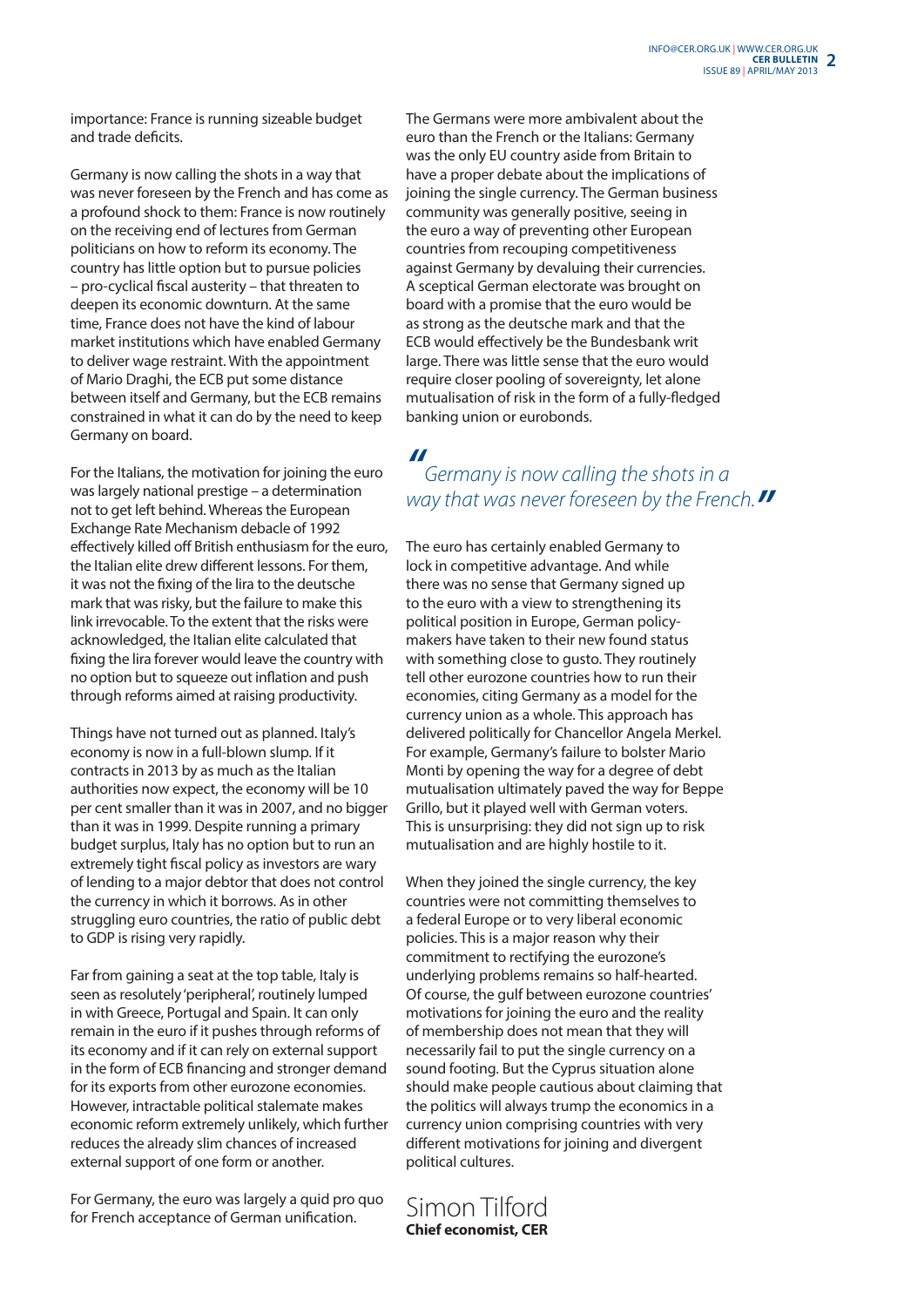importance: France is running sizeable budget and trade deficits.

Germany is now calling the shots in a way that was never foreseen by the French and has come as a profound shock to them: France is now routinely on the receiving end of lectures from German politicians on how to reform its economy. The country has little option but to pursue policies – pro-cyclical fiscal austerity – that threaten to deepen its economic downturn. At the same time, France does not have the kind of labour market institutions which have enabled Germany to deliver wage restraint. With the appointment of Mario Draghi, the ECB put some distance between itself and Germany, but the ECB remains constrained in what it can do by the need to keep Germany on board.

For the Italians, the motivation for joining the euro was largely national prestige – a determination not to get left behind. Whereas the European Exchange Rate Mechanism debacle of 1992 effectively killed off British enthusiasm for the euro, the Italian elite drew different lessons. For them, it was not the fixing of the lira to the deutsche mark that was risky, but the failure to make this link irrevocable. To the extent that the risks were acknowledged, the Italian elite calculated that fixing the lira forever would leave the country with no option but to squeeze out inflation and push through reforms aimed at raising productivity.

Things have not turned out as planned. Italy's economy is now in a full-blown slump. If it contracts in 2013 by as much as the Italian authorities now expect, the economy will be 10 per cent smaller than it was in 2007, and no bigger than it was in 1999. Despite running a primary budget surplus, Italy has no option but to run an extremely tight fiscal policy as investors are wary of lending to a major debtor that does not control the currency in which it borrows. As in other struggling euro countries, the ratio of public debt to GDP is rising very rapidly.

Far from gaining a seat at the top table, Italy is seen as resolutely 'peripheral', routinely lumped in with Greece, Portugal and Spain. It can only remain in the euro if it pushes through reforms of its economy and if it can rely on external support in the form of ECB financing and stronger demand for its exports from other eurozone economies. However, intractable political stalemate makes economic reform extremely unlikely, which further reduces the already slim chances of increased external support of one form or another.

For Germany, the euro was largely a quid pro quo for French acceptance of German unification. The Germans were more ambivalent about the euro than the French or the Italians: Germany was the only EU country aside from Britain to have a proper debate about the implications of joining the single currency. The German business community was generally positive, seeing in the euro a way of preventing other European countries from recouping competitiveness against Germany by devaluing their currencies. A sceptical German electorate was brought on board with a promise that the euro would be as strong as the deutsche mark and that the ECB would effectively be the Bundesbank writ large. There was little sense that the euro would require closer pooling of sovereignty, let alone mutualisation of risk in the form of a fully-fledged banking union or eurobonds.

> *"Germany is now calling the shots in a way that was never foreseen by the French."*

The euro has certainly enabled Germany to lock in competitive advantage. And while there was no sense that Germany signed up to the euro with a view to strengthening its political position in Europe, German policy-makers have taken to their new found status with something close to gusto. They routinely tell other eurozone countries how to run their economies, citing Germany as a model for the currency union as a whole. This approach has delivered politically for Chancellor Angela Merkel. For example, Germany's failure to bolster Mario Monti by opening the way for a degree of debt mutualisation ultimately paved the way for Beppe Grillo, but it played well with German voters. This is unsurprising: they did not sign up to risk mutualisation and are highly hostile to it.

When they joined the single currency, the key countries were not committing themselves to a federal Europe or to very liberal economic policies. This is a major reason why their commitment to rectifying the eurozone's underlying problems remains so half-hearted. Of course, the gulf between eurozone countries' motivations for joining the euro and the reality of membership does not mean that they will necessarily fail to put the single currency on a sound footing. But the Cyprus situation alone should make people cautious about claiming that the politics will always trump the economics in a currency union comprising countries with very different motivations for joining and divergent political cultures.

Simon Tilford
**Chief economist, CER**